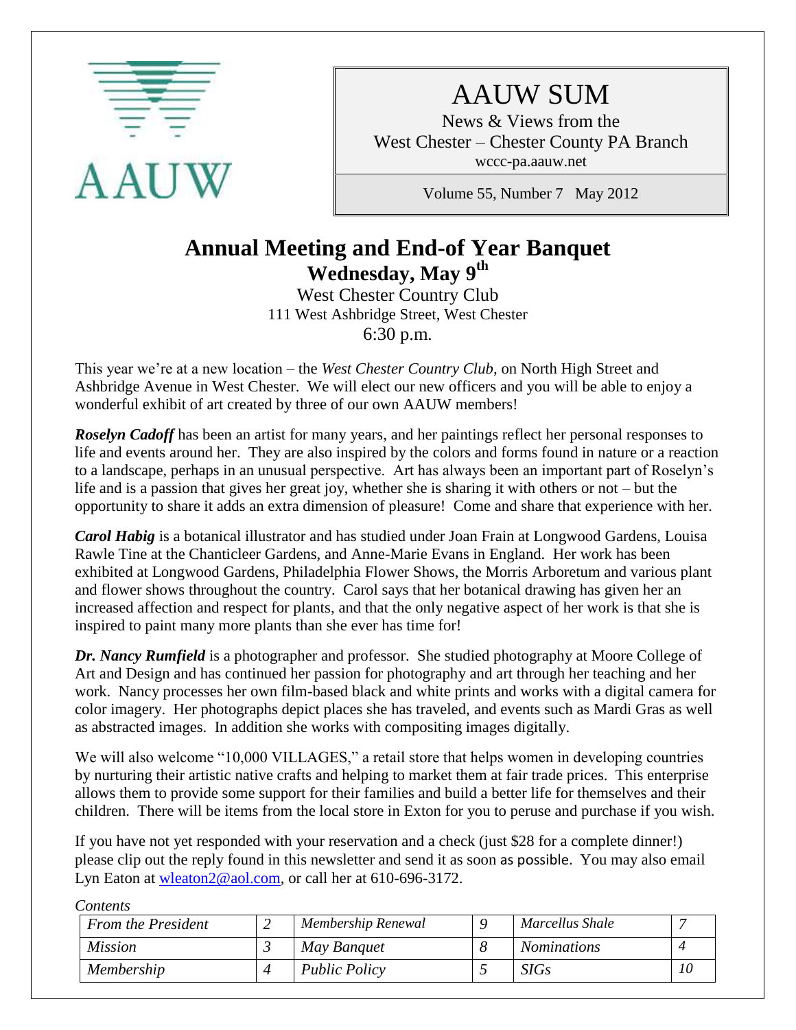AAUW

# AAUW SUM

News & Views from the
West Chester – Chester County PA Branch
wccc-pa.aauw.net

Volume 55, Number 7 May 2012

## Annual Meeting and End-of Year Banquet

### Wednesday, May 9th

West Chester Country Club
111 West Ashbridge Street, West Chester
6:30 p.m.

This year we're at a new location – the *West Chester Country Club*, on North High Street and Ashbridge Avenue in West Chester. We will elect our new officers and you will be able to enjoy a wonderful exhibit of art created by three of our own AAUW members!

***Roselyn Cadoff*** has been an artist for many years, and her paintings reflect her personal responses to life and events around her. They are also inspired by the colors and forms found in nature or a reaction to a landscape, perhaps in an unusual perspective. Art has always been an important part of Roselyn's life and is a passion that gives her great joy, whether she is sharing it with others or not – but the opportunity to share it adds an extra dimension of pleasure! Come and share that experience with her.

***Carol Habig*** is a botanical illustrator and has studied under Joan Frain at Longwood Gardens, Louisa Rawle Tine at the Chanticleer Gardens, and Anne-Marie Evans in England. Her work has been exhibited at Longwood Gardens, Philadelphia Flower Shows, the Morris Arboretum and various plant and flower shows throughout the country. Carol says that her botanical drawing has given her an increased affection and respect for plants, and that the only negative aspect of her work is that she is inspired to paint many more plants than she ever has time for!

***Dr. Nancy Rumfield*** is a photographer and professor. She studied photography at Moore College of Art and Design and has continued her passion for photography and art through her teaching and her work. Nancy processes her own film-based black and white prints and works with a digital camera for color imagery. Her photographs depict places she has traveled, and events such as Mardi Gras as well as abstracted images. In addition she works with compositing images digitally.

We will also welcome "10,000 VILLAGES," a retail store that helps women in developing countries by nurturing their artistic native crafts and helping to market them at fair trade prices. This enterprise allows them to provide some support for their families and build a better life for themselves and their children. There will be items from the local store in Exton for you to peruse and purchase if you wish.

If you have not yet responded with your reservation and a check (just $28 for a complete dinner!) please clip out the reply found in this newsletter and send it as soon as possible. You may also email Lyn Eaton at wleaton2@aol.com, or call her at 610-696-3172.

*Contents*

| | | | | | |
|---|---|---|---|---|---|
| *From the President* | *2* | *Membership Renewal* | *9* | *Marcellus Shale* | *7* |
| *Mission* | *3* | *May Banquet* | *8* | *Nominations* | *4* |
| *Membership* | *4* | *Public Policy* | *5* | *SIGs* | *10* |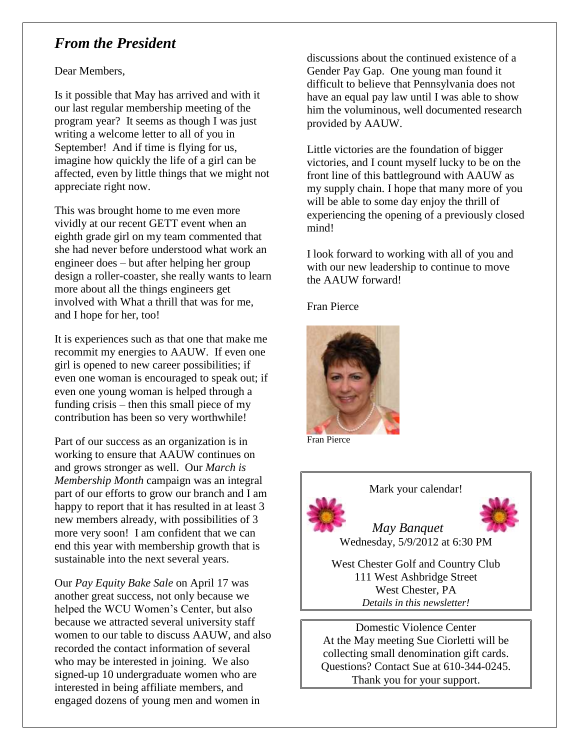## *From the President*

Dear Members,

Is it possible that May has arrived and with it our last regular membership meeting of the program year? It seems as though I was just writing a welcome letter to all of you in September! And if time is flying for us, imagine how quickly the life of a girl can be affected, even by little things that we might not appreciate right now.

This was brought home to me even more vividly at our recent GETT event when an eighth grade girl on my team commented that she had never before understood what work an engineer does – but after helping her group design a roller-coaster, she really wants to learn more about all the things engineers get involved with What a thrill that was for me, and I hope for her, too!

It is experiences such as that one that make me recommit my energies to AAUW. If even one girl is opened to new career possibilities; if even one woman is encouraged to speak out; if even one young woman is helped through a funding crisis – then this small piece of my contribution has been so very worthwhile!

Part of our success as an organization is in working to ensure that AAUW continues on and grows stronger as well. Our *March is Membership Month* campaign was an integral part of our efforts to grow our branch and I am happy to report that it has resulted in at least 3 new members already, with possibilities of 3 more very soon! I am confident that we can end this year with membership growth that is sustainable into the next several years.

Our *Pay Equity Bake Sale* on April 17 was another great success, not only because we helped the WCU Women's Center, but also because we attracted several university staff women to our table to discuss AAUW, and also recorded the contact information of several who may be interested in joining. We also signed-up 10 undergraduate women who are interested in being affiliate members, and engaged dozens of young men and women in discussions about the continued existence of a Gender Pay Gap. One young man found it difficult to believe that Pennsylvania does not have an equal pay law until I was able to show him the voluminous, well documented research provided by AAUW.

Little victories are the foundation of bigger victories, and I count myself lucky to be on the front line of this battleground with AAUW as my supply chain. I hope that many more of you will be able to some day enjoy the thrill of experiencing the opening of a previously closed mind!

I look forward to working with all of you and with our new leadership to continue to move the AAUW forward!

Fran Pierce

Fran Pierce

---

Mark your calendar!

*May Banquet*
Wednesday, 5/9/2012 at 6:30 PM

West Chester Golf and Country Club
111 West Ashbridge Street
West Chester, PA
*Details in this newsletter!*

---

Domestic Violence Center
At the May meeting Sue Ciorletti will be collecting small denomination gift cards.
Questions? Contact Sue at 610-344-0245.
Thank you for your support.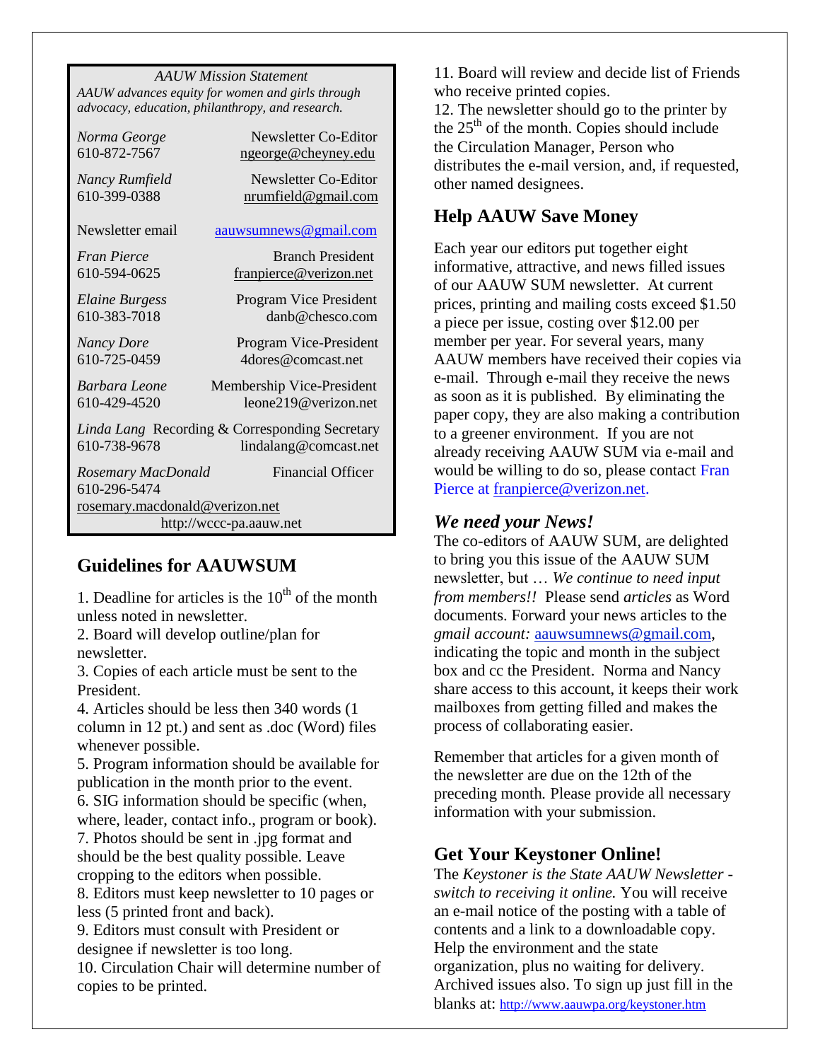*AAUW Mission Statement*

*AAUW advances equity for women and girls through advocacy, education, philanthropy, and research.*

*Norma George* Newsletter Co-Editor
610-872-7567 ngeorge@cheyney.edu

*Nancy Rumfield* Newsletter Co-Editor
610-399-0388 nrumfield@gmail.com

Newsletter email aauwsumnews@gmail.com

*Fran Pierce* Branch President
610-594-0625 franpierce@verizon.net

*Elaine Burgess* Program Vice President
610-383-7018 danb@chesco.com

*Nancy Dore* Program Vice-President
610-725-0459 4dores@comcast.net

*Barbara Leone* Membership Vice-President
610-429-4520 leone219@verizon.net

*Linda Lang* Recording & Corresponding Secretary
610-738-9678 lindalang@comcast.net

*Rosemary MacDonald* Financial Officer
610-296-5474
rosemary.macdonald@verizon.net

http://wccc-pa.aauw.net

## Guidelines for AAUWSUM

1. Deadline for articles is the 10th of the month unless noted in newsletter.
2. Board will develop outline/plan for newsletter.
3. Copies of each article must be sent to the President.
4. Articles should be less then 340 words (1 column in 12 pt.) and sent as .doc (Word) files whenever possible.
5. Program information should be available for publication in the month prior to the event.
6. SIG information should be specific (when, where, leader, contact info., program or book).
7. Photos should be sent in .jpg format and should be the best quality possible. Leave cropping to the editors when possible.
8. Editors must keep newsletter to 10 pages or less (5 printed front and back).
9. Editors must consult with President or designee if newsletter is too long.
10. Circulation Chair will determine number of copies to be printed.
11. Board will review and decide list of Friends who receive printed copies.
12. The newsletter should go to the printer by the 25th of the month. Copies should include the Circulation Manager, Person who distributes the e-mail version, and, if requested, other named designees.

## Help AAUW Save Money

Each year our editors put together eight informative, attractive, and news filled issues of our AAUW SUM newsletter. At current prices, printing and mailing costs exceed $1.50 a piece per issue, costing over $12.00 per member per year. For several years, many AAUW members have received their copies via e-mail. Through e-mail they receive the news as soon as it is published. By eliminating the paper copy, they are also making a contribution to a greener environment. If you are not already receiving AAUW SUM via e-mail and would be willing to do so, please contact Fran Pierce at franpierce@verizon.net.

### *We need your News!*

The co-editors of AAUW SUM, are delighted to bring you this issue of the AAUW SUM newsletter, but … *We continue to need input from members!!* Please send *articles* as Word documents. Forward your news articles to the *gmail account:* aauwsumnews@gmail.com, indicating the topic and month in the subject box and cc the President. Norma and Nancy share access to this account, it keeps their work mailboxes from getting filled and makes the process of collaborating easier.

Remember that articles for a given month of the newsletter are due on the 12th of the preceding month. Please provide all necessary information with your submission.

## Get Your Keystoner Online!

The *Keystoner is the State AAUW Newsletter - switch to receiving it online.* You will receive an e-mail notice of the posting with a table of contents and a link to a downloadable copy. Help the environment and the state organization, plus no waiting for delivery. Archived issues also. To sign up just fill in the blanks at: http://www.aauwpa.org/keystoner.htm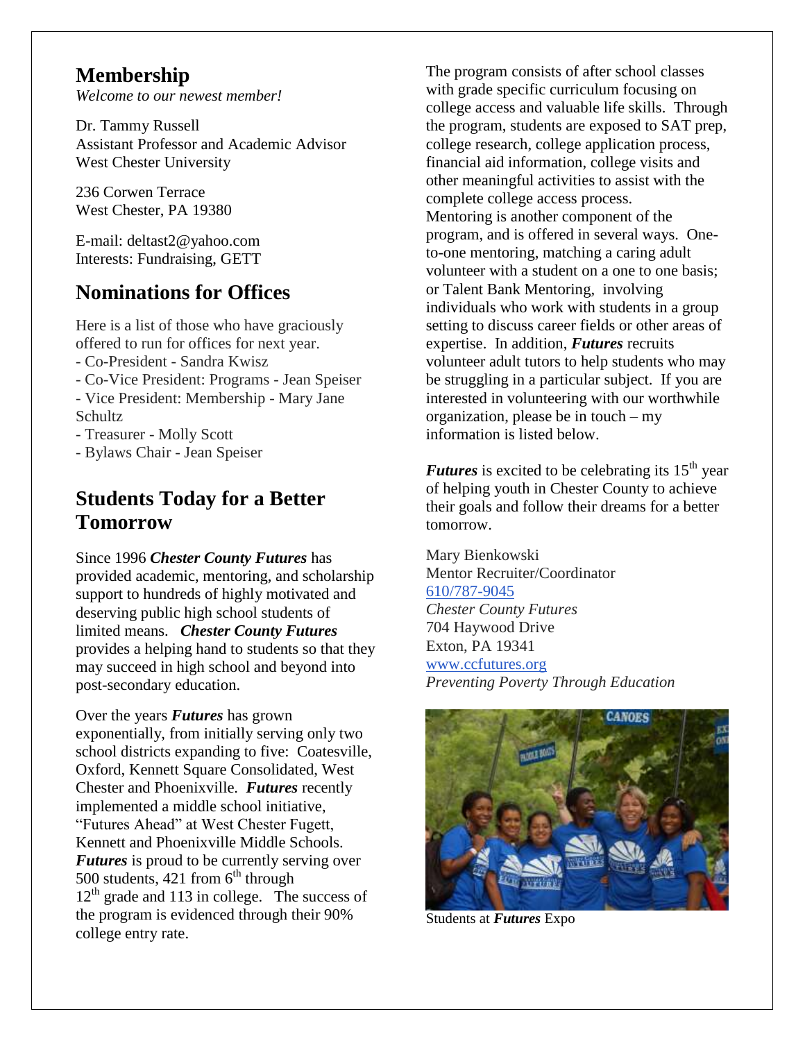## Membership

*Welcome to our newest member!*

Dr. Tammy Russell
Assistant Professor and Academic Advisor
West Chester University

236 Corwen Terrace
West Chester, PA 19380

E-mail: deltast2@yahoo.com
Interests: Fundraising, GETT

## Nominations for Offices

Here is a list of those who have graciously offered to run for offices for next year.

- Co-President - Sandra Kwisz
- Co-Vice President: Programs - Jean Speiser
- Vice President: Membership - Mary Jane Schultz
- Treasurer - Molly Scott
- Bylaws Chair - Jean Speiser

## Students Today for a Better Tomorrow

Since 1996 ***Chester County Futures*** has provided academic, mentoring, and scholarship support to hundreds of highly motivated and deserving public high school students of limited means. ***Chester County Futures*** provides a helping hand to students so that they may succeed in high school and beyond into post-secondary education.

Over the years ***Futures*** has grown exponentially, from initially serving only two school districts expanding to five: Coatesville, Oxford, Kennett Square Consolidated, West Chester and Phoenixville. ***Futures*** recently implemented a middle school initiative, "Futures Ahead" at West Chester Fugett, Kennett and Phoenixville Middle Schools. ***Futures*** is proud to be currently serving over 500 students, 421 from 6th through 12th grade and 113 in college. The success of the program is evidenced through their 90% college entry rate.

The program consists of after school classes with grade specific curriculum focusing on college access and valuable life skills. Through the program, students are exposed to SAT prep, college research, college application process, financial aid information, college visits and other meaningful activities to assist with the complete college access process. Mentoring is another component of the program, and is offered in several ways. One-to-one mentoring, matching a caring adult volunteer with a student on a one to one basis; or Talent Bank Mentoring, involving individuals who work with students in a group setting to discuss career fields or other areas of expertise. In addition, ***Futures*** recruits volunteer adult tutors to help students who may be struggling in a particular subject. If you are interested in volunteering with our worthwhile organization, please be in touch – my information is listed below.

***Futures*** is excited to be celebrating its 15th year of helping youth in Chester County to achieve their goals and follow their dreams for a better tomorrow.

Mary Bienkowski
Mentor Recruiter/Coordinator
610/787-9045
*Chester County Futures*
704 Haywood Drive
Exton, PA 19341
www.ccfutures.org
*Preventing Poverty Through Education*

Students at ***Futures*** Expo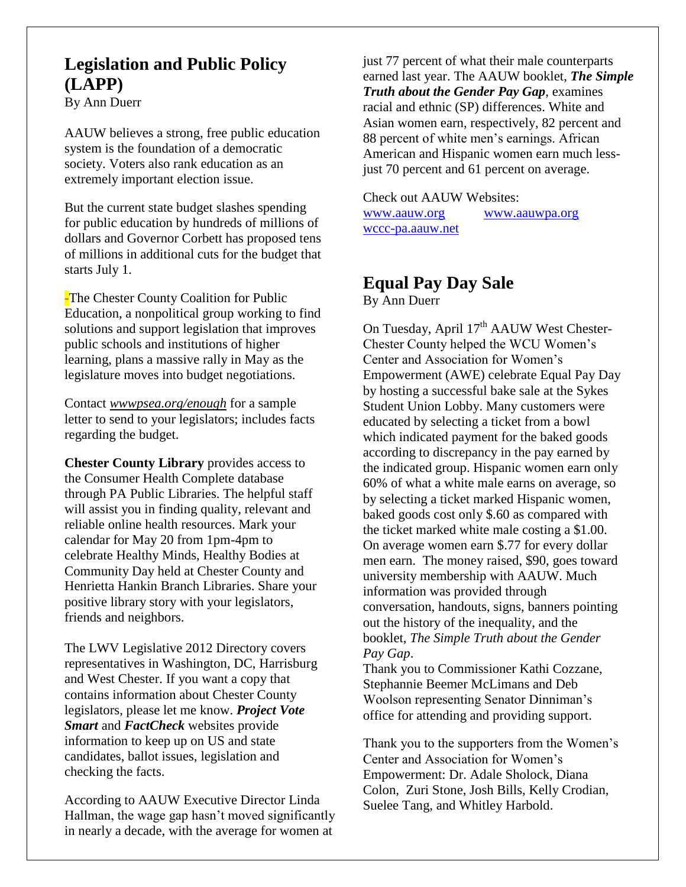## Legislation and Public Policy (LAPP)

By Ann Duerr

AAUW believes a strong, free public education system is the foundation of a democratic society. Voters also rank education as an extremely important election issue.

But the current state budget slashes spending for public education by hundreds of millions of dollars and Governor Corbett has proposed tens of millions in additional cuts for the budget that starts July 1.

-The Chester County Coalition for Public Education, a nonpolitical group working to find solutions and support legislation that improves public schools and institutions of higher learning, plans a massive rally in May as the legislature moves into budget negotiations.

Contact *wwwpsea.org/enough* for a sample letter to send to your legislators; includes facts regarding the budget.

**Chester County Library** provides access to the Consumer Health Complete database through PA Public Libraries. The helpful staff will assist you in finding quality, relevant and reliable online health resources. Mark your calendar for May 20 from 1pm-4pm to celebrate Healthy Minds, Healthy Bodies at Community Day held at Chester County and Henrietta Hankin Branch Libraries. Share your positive library story with your legislators, friends and neighbors.

The LWV Legislative 2012 Directory covers representatives in Washington, DC, Harrisburg and West Chester. If you want a copy that contains information about Chester County legislators, please let me know. ***Project Vote Smart*** and ***FactCheck*** websites provide information to keep up on US and state candidates, ballot issues, legislation and checking the facts.

According to AAUW Executive Director Linda Hallman, the wage gap hasn't moved significantly in nearly a decade, with the average for women at just 77 percent of what their male counterparts earned last year. The AAUW booklet, ***The Simple Truth about the Gender Pay Gap***, examines racial and ethnic (SP) differences. White and Asian women earn, respectively, 82 percent and 88 percent of white men's earnings. African American and Hispanic women earn much less-just 70 percent and 61 percent on average.

Check out AAUW Websites:
www.aauw.org www.aauwpa.org
wccc-pa.aauw.net

## Equal Pay Day Sale

By Ann Duerr

On Tuesday, April 17th AAUW West Chester-Chester County helped the WCU Women's Center and Association for Women's Empowerment (AWE) celebrate Equal Pay Day by hosting a successful bake sale at the Sykes Student Union Lobby. Many customers were educated by selecting a ticket from a bowl which indicated payment for the baked goods according to discrepancy in the pay earned by the indicated group. Hispanic women earn only 60% of what a white male earns on average, so by selecting a ticket marked Hispanic women, baked goods cost only $.60 as compared with the ticket marked white male costing a $1.00. On average women earn $.77 for every dollar men earn. The money raised, $90, goes toward university membership with AAUW. Much information was provided through conversation, handouts, signs, banners pointing out the history of the inequality, and the booklet, *The Simple Truth about the Gender Pay Gap*.

Thank you to Commissioner Kathi Cozzane, Stephannie Beemer McLimans and Deb Woolson representing Senator Dinniman's office for attending and providing support.

Thank you to the supporters from the Women's Center and Association for Women's Empowerment: Dr. Adale Sholock, Diana Colon, Zuri Stone, Josh Bills, Kelly Crodian, Suelee Tang, and Whitley Harbold.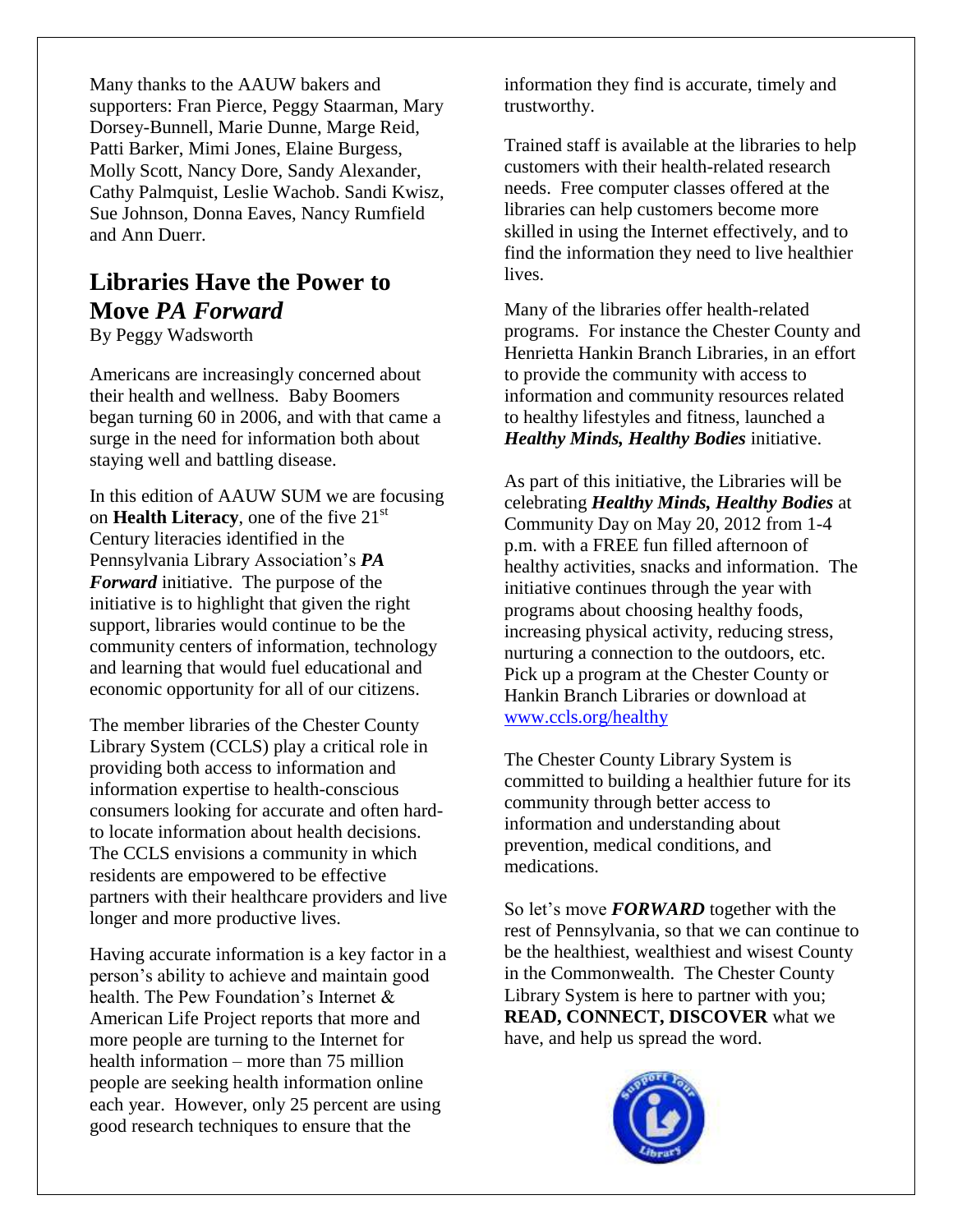Many thanks to the AAUW bakers and supporters: Fran Pierce, Peggy Staarman, Mary Dorsey-Bunnell, Marie Dunne, Marge Reid, Patti Barker, Mimi Jones, Elaine Burgess, Molly Scott, Nancy Dore, Sandy Alexander, Cathy Palmquist, Leslie Wachob. Sandi Kwisz, Sue Johnson, Donna Eaves, Nancy Rumfield and Ann Duerr.

## Libraries Have the Power to Move *PA Forward*

By Peggy Wadsworth

Americans are increasingly concerned about their health and wellness. Baby Boomers began turning 60 in 2006, and with that came a surge in the need for information both about staying well and battling disease.

In this edition of AAUW SUM we are focusing on **Health Literacy**, one of the five 21st Century literacies identified in the Pennsylvania Library Association's ***PA Forward*** initiative. The purpose of the initiative is to highlight that given the right support, libraries would continue to be the community centers of information, technology and learning that would fuel educational and economic opportunity for all of our citizens.

The member libraries of the Chester County Library System (CCLS) play a critical role in providing both access to information and information expertise to health-conscious consumers looking for accurate and often hard-to locate information about health decisions. The CCLS envisions a community in which residents are empowered to be effective partners with their healthcare providers and live longer and more productive lives.

Having accurate information is a key factor in a person's ability to achieve and maintain good health. The Pew Foundation's Internet & American Life Project reports that more and more people are turning to the Internet for health information – more than 75 million people are seeking health information online each year. However, only 25 percent are using good research techniques to ensure that the information they find is accurate, timely and trustworthy.

Trained staff is available at the libraries to help customers with their health-related research needs. Free computer classes offered at the libraries can help customers become more skilled in using the Internet effectively, and to find the information they need to live healthier lives.

Many of the libraries offer health-related programs. For instance the Chester County and Henrietta Hankin Branch Libraries, in an effort to provide the community with access to information and community resources related to healthy lifestyles and fitness, launched a ***Healthy Minds, Healthy Bodies*** initiative.

As part of this initiative, the Libraries will be celebrating ***Healthy Minds, Healthy Bodies*** at Community Day on May 20, 2012 from 1-4 p.m. with a FREE fun filled afternoon of healthy activities, snacks and information. The initiative continues through the year with programs about choosing healthy foods, increasing physical activity, reducing stress, nurturing a connection to the outdoors, etc. Pick up a program at the Chester County or Hankin Branch Libraries or download at [www.ccls.org/healthy](http://www.ccls.org/healthy)

The Chester County Library System is committed to building a healthier future for its community through better access to information and understanding about prevention, medical conditions, and medications.

So let's move ***FORWARD*** together with the rest of Pennsylvania, so that we can continue to be the healthiest, wealthiest and wisest County in the Commonwealth. The Chester County Library System is here to partner with you; **READ, CONNECT, DISCOVER** what we have, and help us spread the word.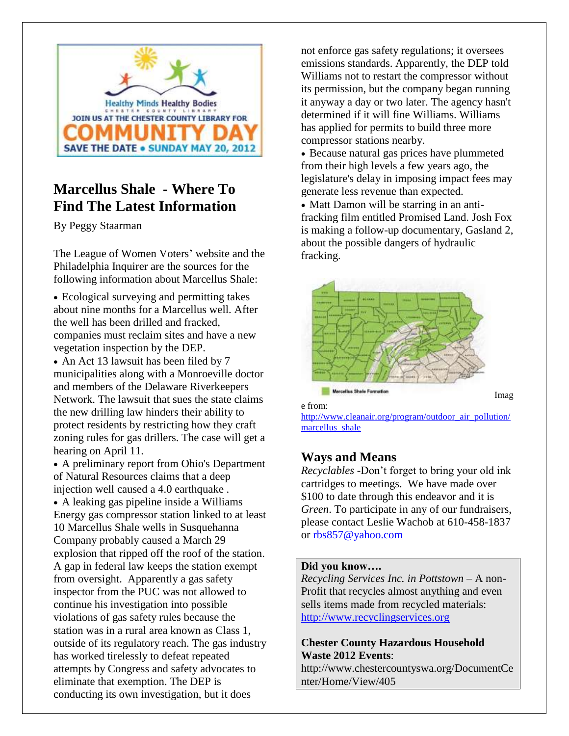Healthy Minds Healthy Bodies
CHESTER COUNTY LIBRARY
JOIN US AT THE CHESTER COUNTY LIBRARY FOR
COMMUNITY DAY
SAVE THE DATE • SUNDAY MAY 20, 2012

## Marcellus Shale - Where To Find The Latest Information

By Peggy Staarman

The League of Women Voters' website and the Philadelphia Inquirer are the sources for the following information about Marcellus Shale:

- Ecological surveying and permitting takes about nine months for a Marcellus well. After the well has been drilled and fracked, companies must reclaim sites and have a new vegetation inspection by the DEP.
- An Act 13 lawsuit has been filed by 7 municipalities along with a Monroeville doctor and members of the Delaware Riverkeepers Network. The lawsuit that sues the state claims the new drilling law hinders their ability to protect residents by restricting how they craft zoning rules for gas drillers. The case will get a hearing on April 11.
- A preliminary report from Ohio's Department of Natural Resources claims that a deep injection well caused a 4.0 earthquake .
- A leaking gas pipeline inside a Williams Energy gas compressor station linked to at least 10 Marcellus Shale wells in Susquehanna Company probably caused a March 29 explosion that ripped off the roof of the station. A gap in federal law keeps the station exempt from oversight. Apparently a gas safety inspector from the PUC was not allowed to continue his investigation into possible violations of gas safety rules because the station was in a rural area known as Class 1, outside of its regulatory reach. The gas industry has worked tirelessly to defeat repeated attempts by Congress and safety advocates to eliminate that exemption. The DEP is conducting its own investigation, but it does not enforce gas safety regulations; it oversees emissions standards. Apparently, the DEP told Williams not to restart the compressor without its permission, but the company began running it anyway a day or two later. The agency hasn't determined if it will fine Williams. Williams has applied for permits to build three more compressor stations nearby.
- Because natural gas prices have plummeted from their high levels a few years ago, the legislature's delay in imposing impact fees may generate less revenue than expected.
- Matt Damon will be starring in an anti-fracking film entitled Promised Land. Josh Fox is making a follow-up documentary, Gasland 2, about the possible dangers of hydraulic fracking.

Marcellus Shale Formation

Image from: http://www.cleanair.org/program/outdoor_air_pollution/marcellus_shale

## Ways and Means

*Recyclables* -Don't forget to bring your old ink cartridges to meetings. We have made over $100 to date through this endeavor and it is *Green*. To participate in any of our fundraisers, please contact Leslie Wachob at 610-458-1837 or rbs857@yahoo.com

**Did you know….**

*Recycling Services Inc. in Pottstown* – A non-Profit that recycles almost anything and even sells items made from recycled materials: http://www.recyclingservices.org

**Chester County Hazardous Household Waste 2012 Events**:
http://www.chestercountyswa.org/DocumentCenter/Home/View/405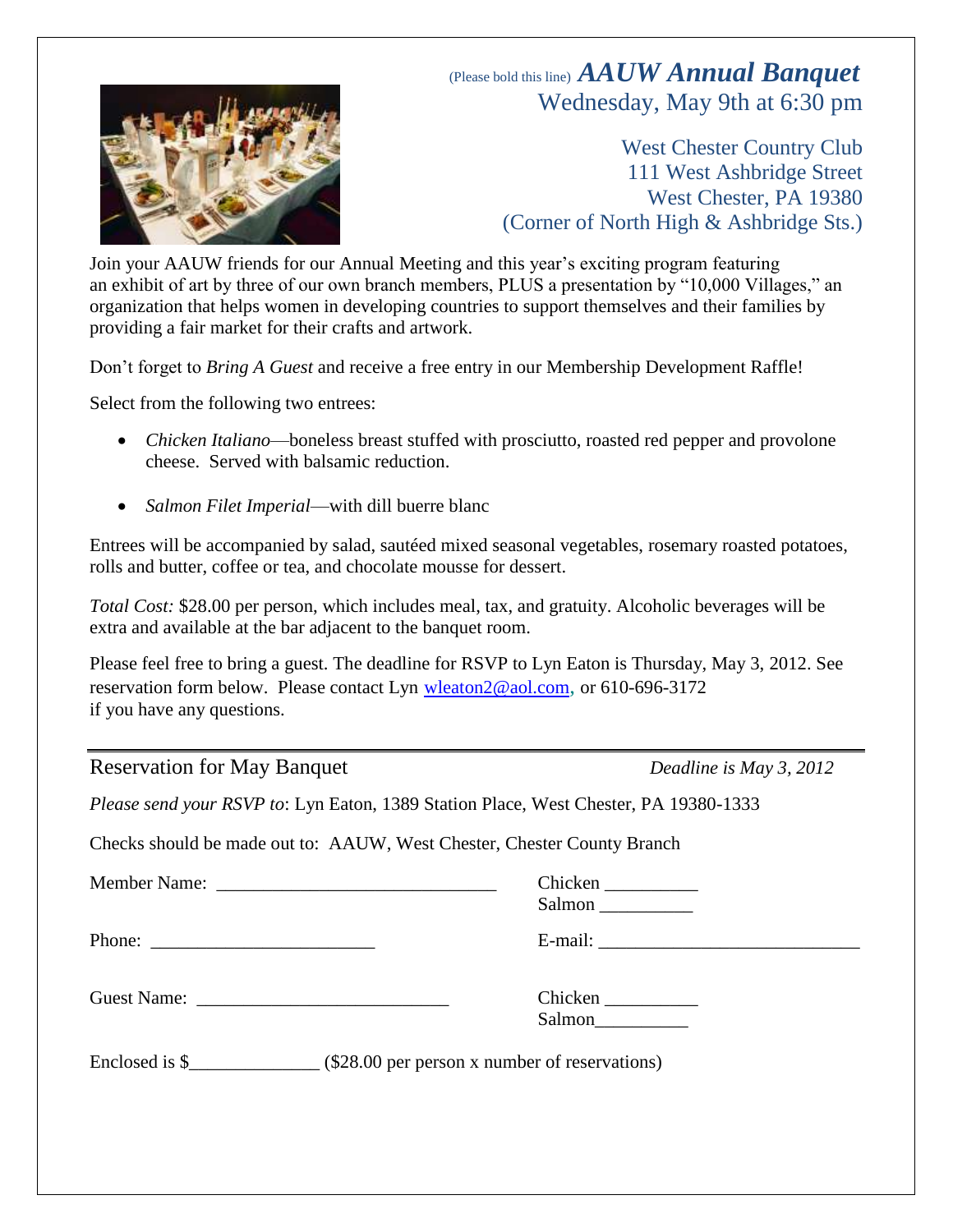(Please bold this line) ***AAUW Annual Banquet***

Wednesday, May 9th at 6:30 pm

West Chester Country Club
111 West Ashbridge Street
West Chester, PA 19380
(Corner of North High & Ashbridge Sts.)

Join your AAUW friends for our Annual Meeting and this year's exciting program featuring an exhibit of art by three of our own branch members, PLUS a presentation by "10,000 Villages," an organization that helps women in developing countries to support themselves and their families by providing a fair market for their crafts and artwork.

Don't forget to *Bring A Guest* and receive a free entry in our Membership Development Raffle!

Select from the following two entrees:

- *Chicken Italiano*—boneless breast stuffed with prosciutto, roasted red pepper and provolone cheese. Served with balsamic reduction.
- *Salmon Filet Imperial*—with dill buerre blanc

Entrees will be accompanied by salad, sautéed mixed seasonal vegetables, rosemary roasted potatoes, rolls and butter, coffee or tea, and chocolate mousse for dessert.

*Total Cost:* $28.00 per person, which includes meal, tax, and gratuity. Alcoholic beverages will be extra and available at the bar adjacent to the banquet room.

Please feel free to bring a guest. The deadline for RSVP to Lyn Eaton is Thursday, May 3, 2012. See reservation form below. Please contact Lyn wleaton2@aol.com, or 610-696-3172 if you have any questions.

---

Reservation for May Banquet *Deadline is May 3, 2012*

*Please send your RSVP to*: Lyn Eaton, 1389 Station Place, West Chester, PA 19380-1333

Checks should be made out to: AAUW, West Chester, Chester County Branch

Member Name: ______________________________ Chicken __________
Salmon __________

Phone: ________________________ E-mail: ____________________________

Guest Name: ___________________________ Chicken __________
Salmon__________

Enclosed is $______________ ($28.00 per person x number of reservations)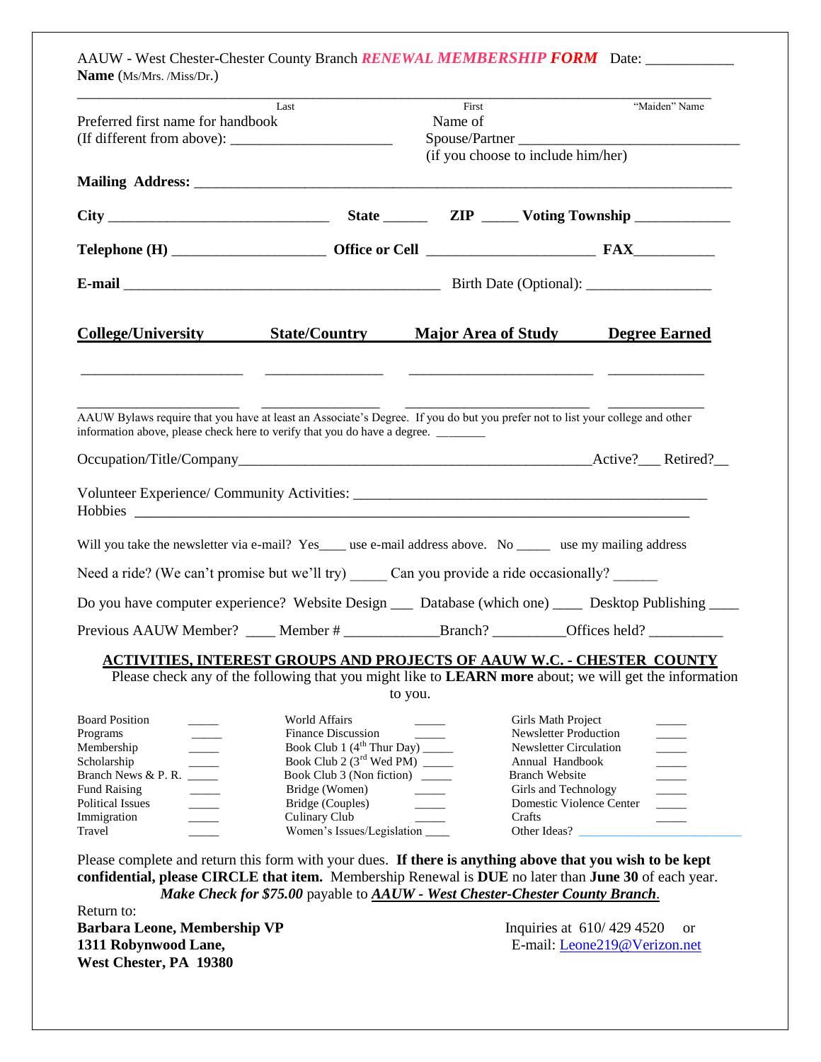AAUW - West Chester-Chester County Branch ***RENEWAL MEMBERSHIP FORM*** Date: ___________

**Name** (Ms/Mrs. /Miss/Dr.)

_______________________________________________________________________________

Last First "Maiden" Name

Preferred first name for handbook (If different from above): _____________________

Name of Spouse/Partner ____________________________ (if you choose to include him/her)

**Mailing Address:** ____________________________________________________________________

**City** _____________________________ **State** ______ **ZIP** _____ **Voting Township** ____________

**Telephone (H)** ____________________ **Office or Cell** ______________________ **FAX**__________

**E-mail** ___________________________________________ Birth Date (Optional): ________________

| **College/University** | **State/Country** | **Major Area of Study** | **Degree Earned** |
|---|---|---|---|
| _____________________ | ________________ | _________________________ | _____________ |
| _____________________ | ________________ | _________________________ | _____________ |

AAUW Bylaws require that you have at least an Associate's Degree. If you do but you prefer not to list your college and other information above, please check here to verify that you do have a degree. ________

Occupation/Title/Company_______________________________________________Active?___ Retired?__

Volunteer Experience/ Community Activities: _______________________________________________

Hobbies ________________________________________________________________________

Will you take the newsletter via e-mail? Yes____ use e-mail address above. No _____ use my mailing address

Need a ride? (We can't promise but we'll try) _____ Can you provide a ride occasionally? ______

Do you have computer experience? Website Design ___ Database (which one) ____ Desktop Publishing ____

Previous AAUW Member? ____ Member # _____________Branch? __________Offices held? __________

## ACTIVITIES, INTEREST GROUPS AND PROJECTS OF AAUW W.C. - CHESTER COUNTY

Please check any of the following that you might like to **LEARN more** about; we will get the information to you.

| | | | | | |
|---|---|---|---|---|---|
| Board Position | _____ | World Affairs | _____ | Girls Math Project | _____ |
| Programs | _____ | Finance Discussion | _____ | Newsletter Production | _____ |
| Membership | _____ | Book Club 1 (4th Thur Day) | _____ | Newsletter Circulation | _____ |
| Scholarship | _____ | Book Club 2 (3rd Wed PM) | _____ | Annual Handbook | _____ |
| Branch News & P. R. | _____ | Book Club 3 (Non fiction) | _____ | Branch Website | _____ |
| Fund Raising | _____ | Bridge (Women) | _____ | Girls and Technology | _____ |
| Political Issues | _____ | Bridge (Couples) | _____ | Domestic Violence Center | _____ |
| Immigration | _____ | Culinary Club | _____ | Crafts | _____ |
| Travel | _____ | Women's Issues/Legislation | ____ | Other Ideas? | ________________________ |

Please complete and return this form with your dues. **If there is anything above that you wish to be kept confidential, please CIRCLE that item.** Membership Renewal is **DUE** no later than **June 30** of each year. ***Make Check for $75.00*** payable to ***AAUW - West Chester-Chester County Branch***.

Return to:

**Barbara Leone, Membership VP**
**1311 Robynwood Lane,**
**West Chester, PA 19380**

Inquiries at 610/ 429 4520 or
E-mail: Leone219@Verizon.net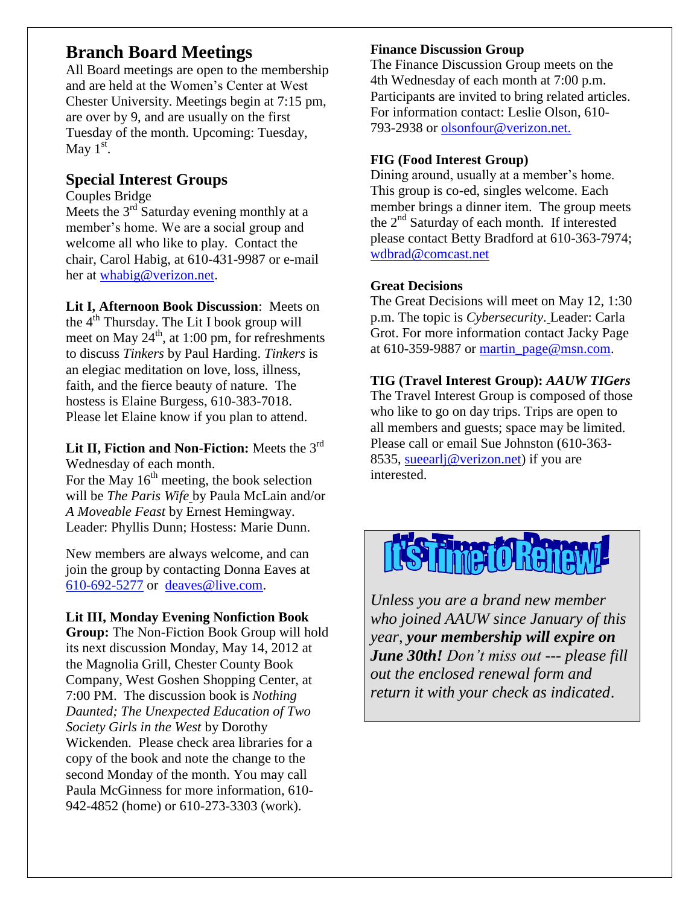## Branch Board Meetings

All Board meetings are open to the membership and are held at the Women's Center at West Chester University. Meetings begin at 7:15 pm, are over by 9, and are usually on the first Tuesday of the month. Upcoming: Tuesday, May 1st.

## Special Interest Groups

Couples Bridge

Meets the 3rd Saturday evening monthly at a member's home. We are a social group and welcome all who like to play. Contact the chair, Carol Habig, at 610-431-9987 or e-mail her at whabig@verizon.net.

**Lit I, Afternoon Book Discussion**: Meets on the 4th Thursday. The Lit I book group will meet on May 24th, at 1:00 pm, for refreshments to discuss *Tinkers* by Paul Harding. *Tinkers* is an elegiac meditation on love, loss, illness, faith, and the fierce beauty of nature. The hostess is Elaine Burgess, 610-383-7018. Please let Elaine know if you plan to attend.

**Lit II, Fiction and Non-Fiction:** Meets the 3rd Wednesday of each month.

For the May 16th meeting, the book selection will be *The Paris Wife* by Paula McLain and/or *A Moveable Feast* by Ernest Hemingway. Leader: Phyllis Dunn; Hostess: Marie Dunn.

New members are always welcome, and can join the group by contacting Donna Eaves at 610-692-5277 or deaves@live.com.

**Lit III, Monday Evening Nonfiction Book Group:** The Non-Fiction Book Group will hold its next discussion Monday, May 14, 2012 at the Magnolia Grill, Chester County Book Company, West Goshen Shopping Center, at 7:00 PM. The discussion book is *Nothing Daunted; The Unexpected Education of Two Society Girls in the West* by Dorothy Wickenden. Please check area libraries for a copy of the book and note the change to the second Monday of the month. You may call Paula McGinness for more information, 610-942-4852 (home) or 610-273-3303 (work).

**Finance Discussion Group**

The Finance Discussion Group meets on the 4th Wednesday of each month at 7:00 p.m. Participants are invited to bring related articles. For information contact: Leslie Olson, 610-793-2938 or olsonfour@verizon.net.

**FIG (Food Interest Group)**

Dining around, usually at a member's home. This group is co-ed, singles welcome. Each member brings a dinner item. The group meets the 2nd Saturday of each month. If interested please contact Betty Bradford at 610-363-7974; wdbrad@comcast.net

**Great Decisions**

The Great Decisions will meet on May 12, 1:30 p.m. The topic is *Cybersecurity*. Leader: Carla Grot. For more information contact Jacky Page at 610-359-9887 or martin_page@msn.com.

**TIG (Travel Interest Group):** ***AAUW TIGers***

The Travel Interest Group is composed of those who like to go on day trips. Trips are open to all members and guests; space may be limited. Please call or email Sue Johnston (610-363-8535, sueearlj@verizon.net) if you are interested.

**It's Time to Renew!**

*Unless you are a brand new member who joined AAUW since January of this year, **your membership will expire on June 30th!** Don't miss out --- please fill out the enclosed renewal form and return it with your check as indicated.*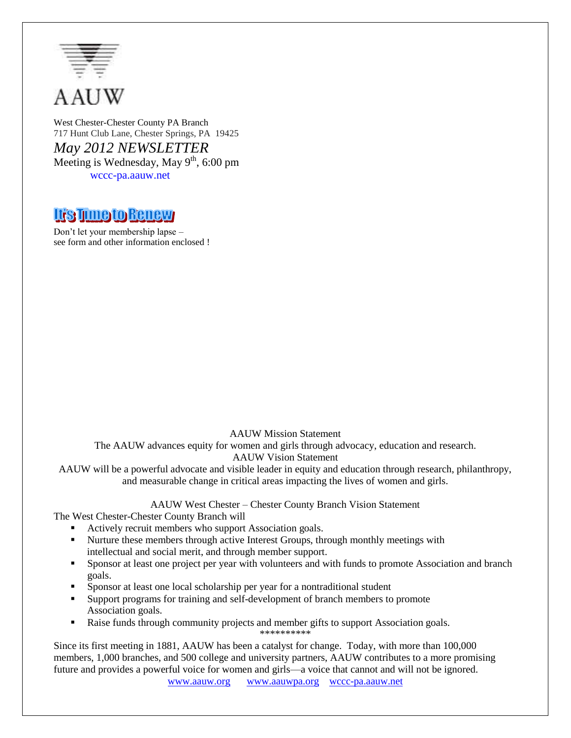AAUW

West Chester-Chester County PA Branch
717 Hunt Club Lane, Chester Springs, PA 19425

*May 2012 NEWSLETTER*

Meeting is Wednesday, May 9th, 6:00 pm

wccc-pa.aauw.net

## It's Time to Renew

Don't let your membership lapse – see form and other information enclosed !

AAUW Mission Statement

The AAUW advances equity for women and girls through advocacy, education and research.

AAUW Vision Statement

AAUW will be a powerful advocate and visible leader in equity and education through research, philanthropy, and measurable change in critical areas impacting the lives of women and girls.

AAUW West Chester – Chester County Branch Vision Statement

The West Chester-Chester County Branch will

- Actively recruit members who support Association goals.
- Nurture these members through active Interest Groups, through monthly meetings with intellectual and social merit, and through member support.
- Sponsor at least one project per year with volunteers and with funds to promote Association and branch goals.
- Sponsor at least one local scholarship per year for a nontraditional student
- Support programs for training and self-development of branch members to promote Association goals.
- Raise funds through community projects and member gifts to support Association goals.

**********

Since its first meeting in 1881, AAUW has been a catalyst for change. Today, with more than 100,000 members, 1,000 branches, and 500 college and university partners, AAUW contributes to a more promising future and provides a powerful voice for women and girls—a voice that cannot and will not be ignored.

www.aauw.org www.aauwpa.org wccc-pa.aauw.net